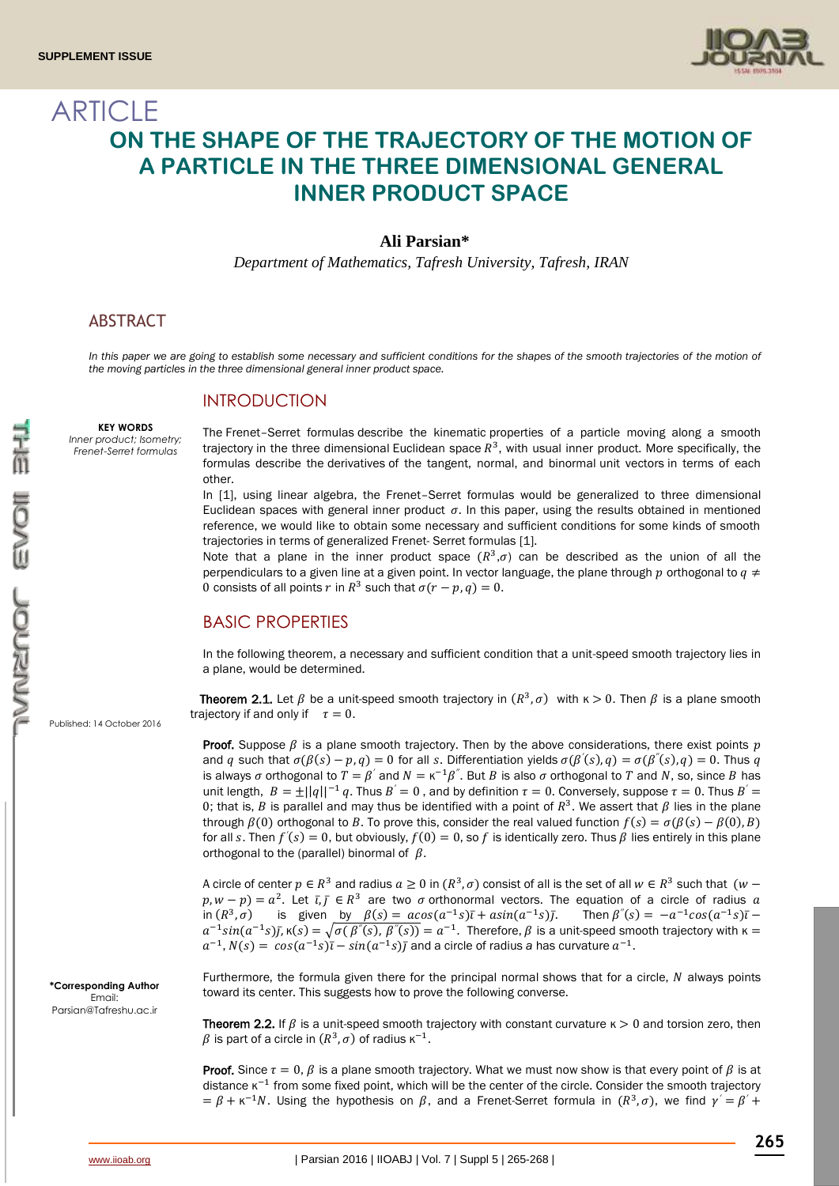# ARTICLE

# ON THE SHAPE OF THE TRAJECTORY OF THE MOTION OF A PARTICLE IN THE THREE DIMENSIONAL GENERAL INNER PRODUCT SPACE

**Ali Parsian***

*Department of Mathematics, Tafresh University, Tafresh, IRAN*

## ABSTRACT

*In this paper we are going to establish some necessary and sufficient conditions for the shapes of the smooth trajectories of the motion of the moving particles in the three dimensional general inner product space.*

**KEY WORDS**
*Inner product; Isometry; Frenet-Serret formulas*

Published: 14 October 2016

**\*Corresponding Author**
Email: Parsian@Tafreshu.ac.ir

## INTRODUCTION

The Frenet–Serret formulas describe the kinematic properties of a particle moving along a smooth trajectory in the three dimensional Euclidean space $R^3$, with usual inner product. More specifically, the formulas describe the derivatives of the tangent, normal, and binormal unit vectors in terms of each other.

In [1], using linear algebra, the Frenet–Serret formulas would be generalized to three dimensional Euclidean spaces with general inner product $\sigma$. In this paper, using the results obtained in mentioned reference, we would like to obtain some necessary and sufficient conditions for some kinds of smooth trajectories in terms of generalized Frenet- Serret formulas [1].

Note that a plane in the inner product space $(R^3,\sigma)$ can be described as the union of all the perpendiculars to a given line at a given point. In vector language, the plane through $p$ orthogonal to $q \neq 0$ consists of all points $r$ in $R^3$ such that $\sigma(r-p,q)=0$.

## BASIC PROPERTIES

In the following theorem, a necessary and sufficient condition that a unit-speed smooth trajectory lies in a plane, would be determined.

**Theorem 2.1.** Let $\beta$ be a unit-speed smooth trajectory in $(R^3,\sigma)$ with $\kappa > 0$. Then $\beta$ is a plane smooth trajectory if and only if $\tau = 0$.

**Proof.** Suppose $\beta$ is a plane smooth trajectory. Then by the above considerations, there exist points $p$ and $q$ such that $\sigma(\beta(s)-p,q)=0$ for all $s$. Differentiation yields $\sigma(\beta'(s),q)=\sigma(\beta''(s),q)=0$. Thus $q$ is always $\sigma$ orthogonal to $T=\beta'$ and $N=\kappa^{-1}\beta''$. But $B$ is also $\sigma$ orthogonal to $T$ and $N$, so, since $B$ has unit length, $B=\pm||q||^{-1}q$. Thus $B'=0$, and by definition $\tau=0$. Conversely, suppose $\tau=0$. Thus $B'=0$; that is, $B$ is parallel and may thus be identified with a point of $R^3$. We assert that $\beta$ lies in the plane through $\beta(0)$ orthogonal to $B$. To prove this, consider the real valued function $f(s)=\sigma(\beta(s)-\beta(0),B)$ for all $s$. Then $f'(s)=0$, but obviously, $f(0)=0$, so $f$ is identically zero. Thus $\beta$ lies entirely in this plane orthogonal to the (parallel) binormal of $\beta$.

A circle of center $p \in R^3$ and radius $a \geq 0$ in $(R^3,\sigma)$ consist of all is the set of all $w \in R^3$ such that $(w-p,w-p)=a^2$. Let $\bar{\imath},\bar{\jmath} \in R^3$ are two $\sigma$ orthonormal vectors. The equation of a circle of radius $a$ in $(R^3,\sigma)$ is given by $\beta(s)=a\cos(a^{-1}s)\bar{\imath}+a\sin(a^{-1}s)\bar{\jmath}$. Then $\beta''(s)=-a^{-1}\cos(a^{-1}s)\bar{\imath}-a^{-1}\sin(a^{-1}s)\bar{\jmath}$, $\kappa(s)=\sqrt{\sigma(\beta''(s),\beta''(s))}=a^{-1}$. Therefore, $\beta$ is a unit-speed smooth trajectory with $\kappa=a^{-1}$, $N(s)=\cos(a^{-1}s)\bar{\imath}-\sin(a^{-1}s)\bar{\jmath}$ and a circle of radius *a* has curvature $a^{-1}$.

Furthermore, the formula given there for the principal normal shows that for a circle, $N$ always points toward its center. This suggests how to prove the following converse.

**Theorem 2.2.** If $\beta$ is a unit-speed smooth trajectory with constant curvature $\kappa > 0$ and torsion zero, then $\beta$ is part of a circle in $(R^3,\sigma)$ of radius $\kappa^{-1}$.

**Proof.** Since $\tau=0$, $\beta$ is a plane smooth trajectory. What we must now show is that every point of $\beta$ is at distance $\kappa^{-1}$ from some fixed point, which will be the center of the circle. Consider the smooth trajectory $=\beta+\kappa^{-1}N$. Using the hypothesis on $\beta$, and a Frenet-Serret formula in $(R^3,\sigma)$, we find $\gamma'=\beta'+$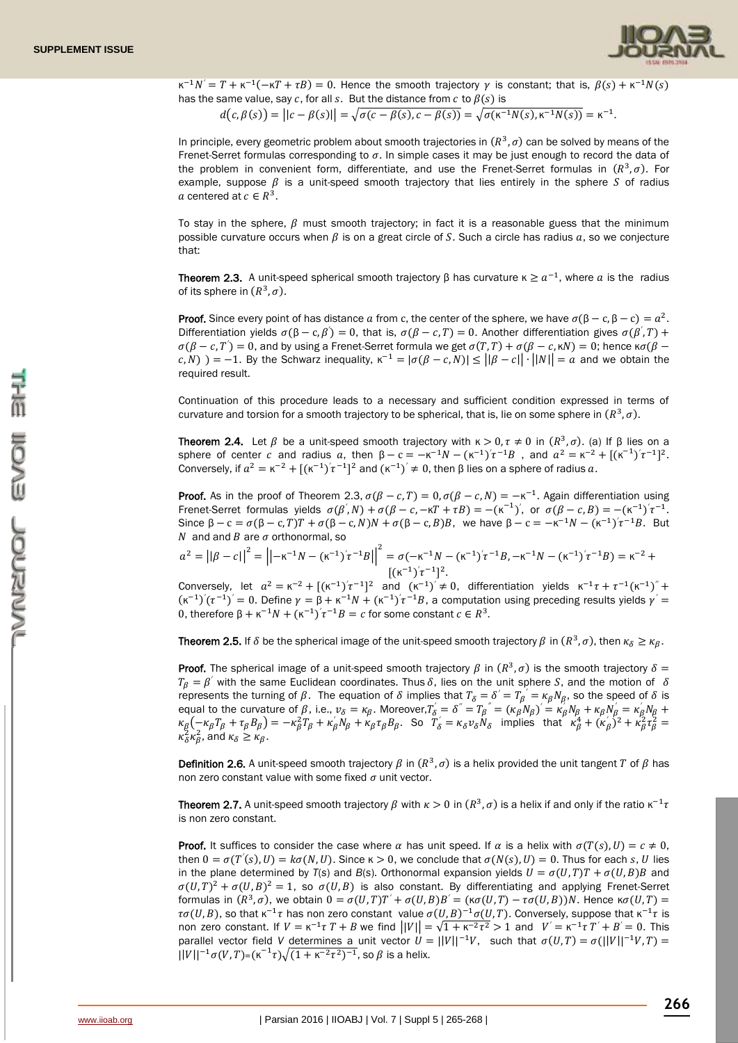$\kappa^{-1}N' = T + \kappa^{-1}(-\kappa T + \tau B) = 0$. Hence the smooth trajectory $\gamma$ is constant; that is, $\beta(s) + \kappa^{-1}N(s)$ has the same value, say $c$, for all $s$. But the distance from $c$ to $\beta(s)$ is

$$d(c, \beta(s)) = ||c - \beta(s)|| = \sqrt{\sigma(c - \beta(s), c - \beta(s))} = \sqrt{\sigma(\kappa^{-1}N(s), \kappa^{-1}N(s))} = \kappa^{-1}.$$

In principle, every geometric problem about smooth trajectories in $(R^3, \sigma)$ can be solved by means of the Frenet-Serret formulas corresponding to $\sigma$. In simple cases it may be just enough to record the data of the problem in convenient form, differentiate, and use the Frenet-Serret formulas in $(R^3, \sigma)$. For example, suppose $\beta$ is a unit-speed smooth trajectory that lies entirely in the sphere $S$ of radius $a$ centered at $c \in R^3$.

To stay in the sphere, $\beta$ must smooth trajectory; in fact it is a reasonable guess that the minimum possible curvature occurs when $\beta$ is on a great circle of $S$. Such a circle has radius $a$, so we conjecture that:

**Theorem 2.3.** A unit-speed spherical smooth trajectory $\beta$ has curvature $\kappa \geq a^{-1}$, where $a$ is the radius of its sphere in $(R^3, \sigma)$.

**Proof.** Since every point of has distance $a$ from c, the center of the sphere, we have $\sigma(\beta - c, \beta - c) = a^2$. Differentiation yields $\sigma(\beta - c, \beta') = 0$, that is, $\sigma(\beta - c, T) = 0$. Another differentiation gives $\sigma(\beta', T) + \sigma(\beta - c, T') = 0$, and by using a Frenet-Serret formula we get $\sigma(T, T) + \sigma(\beta - c, \kappa N) = 0$; hence $\kappa\sigma(\beta - c, N)\ ) = -1$. By the Schwarz inequality, $\kappa^{-1} = |\sigma(\beta - c, N)| \leq ||\beta - c|| \cdot ||N|| = a$ and we obtain the required result.

Continuation of this procedure leads to a necessary and sufficient condition expressed in terms of curvature and torsion for a smooth trajectory to be spherical, that is, lie on some sphere in $(R^3, \sigma)$.

**Theorem 2.4.** Let $\beta$ be a unit-speed smooth trajectory with $\kappa > 0, \tau \neq 0$ in $(R^3, \sigma)$. (a) If $\beta$ lies on a sphere of center $c$ and radius $a$, then $\beta - c = -\kappa^{-1}N - (\kappa^{-1})'\tau^{-1}B$ , and $a^2 = \kappa^{-2} + [(\kappa^{-1})'\tau^{-1}]^2$. Conversely, if $a^2 = \kappa^{-2} + [(\kappa^{-1})'\tau^{-1}]^2$ and $(\kappa^{-1})' \neq 0$, then $\beta$ lies on a sphere of radius $a$.

**Proof.** As in the proof of Theorem 2.3, $\sigma(\beta - c, T) = 0, \sigma(\beta - c, N) = -\kappa^{-1}$. Again differentiation using Frenet-Serret formulas yields $\sigma(\beta', N) + \sigma(\beta - c, -\kappa T + \tau B) = -(\kappa^{-1})'$, or $\sigma(\beta - c, B) = -(\kappa^{-1})'\tau^{-1}$. Since $\beta - c = \sigma(\beta - c, T)T + \sigma(\beta - c, N)N + \sigma(\beta - c, B)B$, we have $\beta - c = -\kappa^{-1}N - (\kappa^{-1})'\tau^{-1}B$. But $N$ and and $B$ are $\sigma$ orthonormal, so

$$a^2 = ||\beta - c||^2 = \left|\left|-\kappa^{-1}N - (\kappa^{-1})'\tau^{-1}B\right|\right|^2 = \sigma(-\kappa^{-1}N - (\kappa^{-1})'\tau^{-1}B, -\kappa^{-1}N - (\kappa^{-1})'\tau^{-1}B) = \kappa^{-2} + [(\kappa^{-1})'\tau^{-1}]^2.$$

Conversely, let $a^2 = \kappa^{-2} + [(\kappa^{-1})'\tau^{-1}]^2$ and $(\kappa^{-1})' \neq 0$, differentiation yields $\kappa^{-1}\tau + \tau^{-1}(\kappa^{-1})'' + (\kappa^{-1})'(\tau^{-1})' = 0$. Define $\gamma = \beta + \kappa^{-1}N + (\kappa^{-1})'\tau^{-1}B$, a computation using preceding results yields $\gamma' = 0$, therefore $\beta + \kappa^{-1}N + (\kappa^{-1})'\tau^{-1}B = c$ for some constant $c \in R^3$.

**Theorem 2.5.** If $\delta$ be the spherical image of the unit-speed smooth trajectory $\beta$ in $(R^3, \sigma)$, then $\kappa_\delta \geq \kappa_\beta$.

**Proof.** The spherical image of a unit-speed smooth trajectory $\beta$ in $(R^3, \sigma)$ is the smooth trajectory $\delta = T_\beta = \beta'$ with the same Euclidean coordinates. Thus $\delta$, lies on the unit sphere $S$, and the motion of $\delta$ represents the turning of $\beta$. The equation of $\delta$ implies that $T_\delta = \delta' = T_\beta' = \kappa_\beta N_\beta$, so the speed of $\delta$ is equal to the curvature of $\beta$, i.e., $v_\delta = \kappa_\beta$. Moreover, $T_\delta' = \delta'' = T_\beta'' = (\kappa_\beta N_\beta)' = \kappa_\beta' N_\beta + \kappa_\beta N_\beta' = \kappa_\beta' N_\beta + \kappa_\beta(-\kappa_\beta T_\beta + \tau_\beta B_\beta) = -\kappa_\beta^2 T_\beta + \kappa_\beta' N_\beta + \kappa_\beta \tau_\beta B_\beta$. So $T_\delta' = \kappa_\delta v_\delta N_\delta$ implies that $\kappa_\beta^4 + (\kappa_\beta')^2 + \kappa_\beta^2\tau_\beta^2 = \kappa_\delta^2\kappa_\beta^2$, and $\kappa_\delta \geq \kappa_\beta$.

**Definition 2.6.** A unit-speed smooth trajectory $\beta$ in $(R^3, \sigma)$ is a helix provided the unit tangent $T$ of $\beta$ has non zero constant value with some fixed $\sigma$ unit vector.

**Theorem 2.7.** A unit-speed smooth trajectory $\beta$ with $\kappa > 0$ in $(R^3, \sigma)$ is a helix if and only if the ratio $\kappa^{-1}\tau$ is non zero constant.

**Proof.** It suffices to consider the case where $\alpha$ has unit speed. If $\alpha$ is a helix with $\sigma(T(s), U) = c \neq 0$, then $0 = \sigma(T'(s), U) = k\sigma(N, U)$. Since $\kappa > 0$, we conclude that $\sigma(N(s), U) = 0$. Thus for each $s$, $U$ lies in the plane determined by $T$(s) and $B$(s). Orthonormal expansion yields $U = \sigma(U, T)T + \sigma(U, B)B$ and $\sigma(U, T)^2 + \sigma(U, B)^2 = 1$, so $\sigma(U, B)$ is also constant. By differentiating and applying Frenet-Serret formulas in $(R^3, \sigma)$, we obtain $0 = \sigma(U, T)T' + \sigma(U, B)B' = (\kappa\sigma(U, T) - \tau\sigma(U, B))N$. Hence $\kappa\sigma(U, T) = \tau\sigma(U, B)$, so that $\kappa^{-1}\tau$ has non zero constant value $\sigma(U, B)^{-1}\sigma(U, T)$. Conversely, suppose that $\kappa^{-1}\tau$ is non zero constant. If $V = \kappa^{-1}\tau\, T + B$ we find $||V|| = \sqrt{1 + \kappa^{-2}\tau^2} > 1$ and $V' = \kappa^{-1}\tau\, T' + B' = 0$. This parallel vector field $V$ determines a unit vector $U = ||V||^{-1}V$, such that $\sigma(U, T) = \sigma(||V||^{-1}V, T) = ||V||^{-1}\sigma(V, T) = (\kappa^{-1}\tau)\sqrt{(1 + \kappa^{-2}\tau^2)^{-1}}$, so $\beta$ is a helix.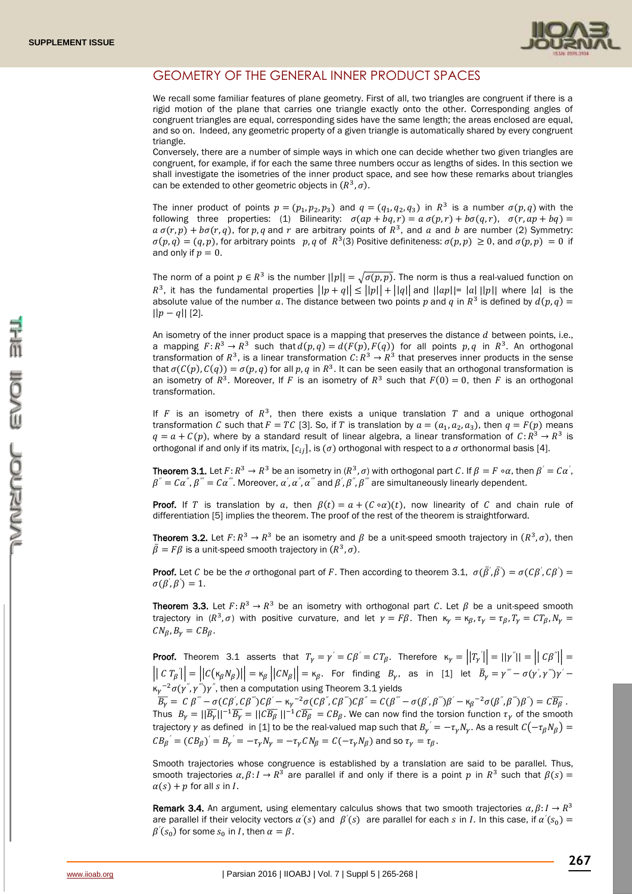## GEOMETRY OF THE GENERAL INNER PRODUCT SPACES

We recall some familiar features of plane geometry. First of all, two triangles are congruent if there is a rigid motion of the plane that carries one triangle exactly onto the other. Corresponding angles of congruent triangles are equal, corresponding sides have the same length; the areas enclosed are equal, and so on. Indeed, any geometric property of a given triangle is automatically shared by every congruent triangle.

Conversely, there are a number of simple ways in which one can decide whether two given triangles are congruent, for example, if for each the same three numbers occur as lengths of sides. In this section we shall investigate the isometries of the inner product space, and see how these remarks about triangles can be extended to other geometric objects in $(R^3, \sigma)$.

The inner product of points $p = (p_1, p_2, p_3)$ and $q = (q_1, q_2, q_3)$ in $R^3$ is a number $\sigma(p,q)$ with the following three properties: (1) Bilinearity: $\sigma(ap + bq, r) = a\,\sigma(p,r) + b\sigma(q,r)$, $\sigma(r, ap + bq) = a\,\sigma(r,p) + b\sigma(r,q)$, for $p, q$ and $r$ are arbitrary points of $R^3$, and $a$ and $b$ are number (2) Symmetry: $\sigma(p,q) = (q,p)$, for arbitrary points $p, q$ of $R^3$(3) Positive definiteness: $\sigma(p,p) \geq 0$, and $\sigma(p,p) = 0$ if and only if $p = 0$.

The norm of a point $p \in R^3$ is the number $||p|| = \sqrt{\sigma(p,p)}$. The norm is thus a real-valued function on $R^3$, it has the fundamental properties $||p + q|| \leq ||p|| + ||q||$ and $||ap||= |a|\,||p||$ where $|a|$ is the absolute value of the number $a$. The distance between two points $p$ and $q$ in $R^3$ is defined by $d(p,q) = ||p - q||$ [2].

An isometry of the inner product space is a mapping that preserves the distance $d$ between points, i.e., a mapping $F: R^3 \to R^3$ such that $d(p,q) = d(F(p), F(q))$ for all points $p, q$ in $R^3$. An orthogonal transformation of $R^3$, is a linear transformation $C: R^3 \to R^3$ that preserves inner products in the sense that $\sigma(C(p), C(q)) = \sigma(p,q)$ for all $p, q$ in $R^3$. It can be seen easily that an orthogonal transformation is an isometry of $R^3$. Moreover, If $F$ is an isometry of $R^3$ such that $F(0) = 0$, then $F$ is an orthogonal transformation.

If $F$ is an isometry of $R^3$, then there exists a unique translation $T$ and a unique orthogonal transformation $C$ such that $F = TC$ [3]. So, if $T$ is translation by $a = (a_1, a_2, a_3)$, then $q = F(p)$ means $q = a + C(p)$, where by a standard result of linear algebra, a linear transformation of $C: R^3 \to R^3$ is orthogonal if and only if its matrix, $[c_{ij}]$, is $(\sigma)$ orthogonal with respect to a $\sigma$ orthonormal basis [4].

**Theorem 3.1.** Let $F: R^3 \to R^3$ be an isometry in $(R^3, \sigma)$ with orthogonal part $C$. If $\beta = F \circ \alpha$, then $\beta' = C\alpha'$, $\beta'' = C\alpha''$, $\beta''' = C\alpha'''$. Moreover, $\alpha', \alpha'', \alpha'''$ and $\beta', \beta'', \beta'''$ are simultaneously linearly dependent.

**Proof.** If $T$ is translation by $a$, then $\beta(t) = a + (C \circ \alpha)(t)$, now linearity of $C$ and chain rule of differentiation [5] implies the theorem. The proof of the rest of the theorem is straightforward.

**Theorem 3.2.** Let $F: R^3 \to R^3$ be an isometry and $\beta$ be a unit-speed smooth trajectory in $(R^3, \sigma)$, then $\bar{\beta} = F\beta$ is a unit-speed smooth trajectory in $(R^3, \sigma)$.

**Proof.** Let $C$ be be the $\sigma$ orthogonal part of $F$. Then according to theorem 3.1, $\sigma(\bar{\beta}', \bar{\beta}') = \sigma(C\beta', C\beta') = \sigma(\beta', \beta') = 1$.

**Theorem 3.3.** Let $F: R^3 \to R^3$ be an isometry with orthogonal part $C$. Let $\beta$ be a unit-speed smooth trajectory in $(R^3, \sigma)$ with positive curvature, and let $\gamma = F\beta$. Then $\kappa_\gamma = \kappa_\beta, \tau_\gamma = \tau_\beta, T_\gamma = CT_\beta, N_\gamma = CN_\beta, B_\gamma = CB_\beta$.

**Proof.** Theorem 3.1 asserts that $T_\gamma = \gamma' = C\beta' = CT_\beta$. Therefore $\kappa_\gamma = ||T_\gamma'|| = ||\gamma''|| = ||C\beta''|| = ||C\,T_\beta'|| = ||C(\kappa_\beta N_\beta)|| = \kappa_\beta\,||CN_\beta|| = \kappa_\beta$. For finding $B_\gamma$, as in [1] let $\bar{B}_\gamma = \gamma''' - \sigma(\gamma', \gamma''')\gamma' - \kappa_\gamma^{-2}\sigma(\gamma'', \gamma''')\gamma''$, then a computation using Theorem 3.1 yields

$$\overline{B_\gamma} = C\,\beta''' - \sigma(C\beta', C\beta''')C\beta' - \kappa_\gamma^{-2}\sigma(C\beta'', C\beta''')C\beta'' = C(\beta''' - \sigma(\beta', \beta''')\beta' - \kappa_\beta^{-2}\sigma(\beta'', \beta''')\beta'') = C\overline{B_\beta}.$$

Thus $B_\gamma = ||\overline{B_\gamma}||^{-1}\overline{B_\gamma} = ||C\overline{B_\beta}\,||^{-1}C\overline{B_\beta} = CB_\beta$. We can now find the torsion function $\tau_\gamma$ of the smooth trajectory $\gamma$ as defined in [1] to be the real-valued map such that $B_\gamma' = -\tau_\gamma N_\gamma$. As a result $C(-\tau_\beta N_\beta) = CB_\beta' = (CB_\beta)' = B_\gamma' = -\tau_\gamma N_\gamma = -\tau_\gamma CN_\beta = C(-\tau_\gamma N_\beta)$ and so $\tau_\gamma = \tau_\beta$.

Smooth trajectories whose congruence is established by a translation are said to be parallel. Thus, smooth trajectories $\alpha, \beta: I \to R^3$ are parallel if and only if there is a point $p$ in $R^3$ such that $\beta(s) = \alpha(s) + p$ for all $s$ in $I$.

**Remark 3.4.** An argument, using elementary calculus shows that two smooth trajectories $\alpha, \beta: I \to R^3$ are parallel if their velocity vectors $\alpha'(s)$ and $\beta'(s)$ are parallel for each $s$ in $I$. In this case, if $\alpha'(s_0) = \beta'(s_0)$ for some $s_0$ in $I$, then $\alpha = \beta$.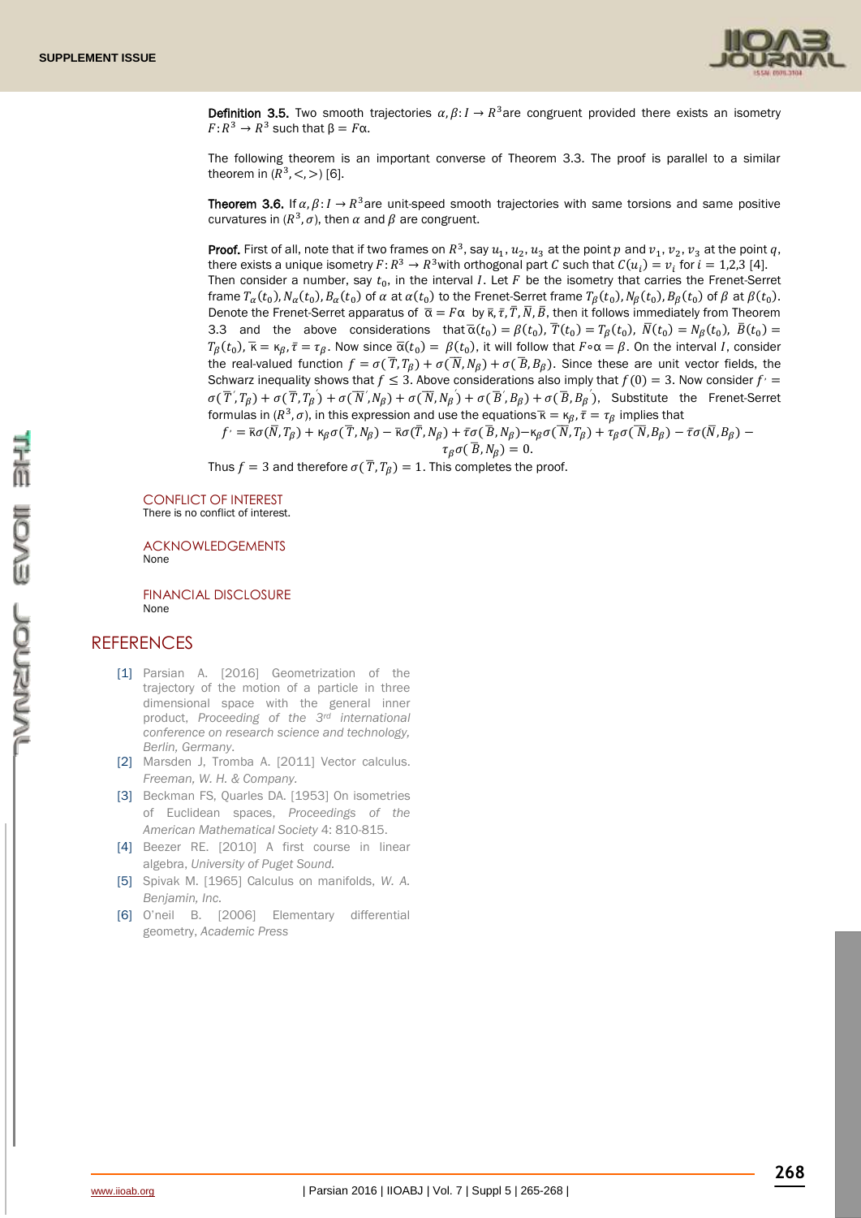**Definition 3.5.** Two smooth trajectories $\alpha, \beta: I \to R^3$are congruent provided there exists an isometry $F: R^3 \to R^3$ such that $\beta = F\alpha$.

The following theorem is an important converse of Theorem 3.3. The proof is parallel to a similar theorem in $(R^3, <,>)$ [6].

**Theorem 3.6.** If $\alpha, \beta: I \to R^3$are unit-speed smooth trajectories with same torsions and same positive curvatures in $(R^3, \sigma)$, then $\alpha$ and $\beta$ are congruent.

**Proof.** First of all, note that if two frames on $R^3$, say $u_1, u_2, u_3$ at the point $p$ and $v_1, v_2, v_3$ at the point $q$, there exists a unique isometry $F: R^3 \to R^3$with orthogonal part $C$ such that $C(u_i) = v_i$ for $i = 1,2,3$ [4]. Then consider a number, say $t_0$, in the interval $I$. Let $F$ be the isometry that carries the Frenet-Serret frame $T_\alpha(t_0), N_\alpha(t_0), B_\alpha(t_0)$ of $\alpha$ at $\alpha(t_0)$ to the Frenet-Serret frame $T_\beta(t_0), N_\beta(t_0), B_\beta(t_0)$ of $\beta$ at $\beta(t_0)$. Denote the Frenet-Serret apparatus of $\bar{\alpha} = F\alpha$ by $\bar{\kappa}, \bar{\tau}, \bar{T}, \bar{N}, \bar{B}$, then it follows immediately from Theorem 3.3 and the above considerations that $\bar{\alpha}(t_0) = \beta(t_0)$, $\bar{T}(t_0) = T_\beta(t_0)$, $\bar{N}(t_0) = N_\beta(t_0)$, $\bar{B}(t_0) = T_\beta(t_0)$, $\bar{\kappa} = \kappa_\beta, \bar{\tau} = \tau_\beta$. Now since $\bar{\alpha}(t_0) = \beta(t_0)$, it will follow that $F \circ \alpha = \beta$. On the interval $I$, consider the real-valued function $f = \sigma(\bar{T}, T_\beta) + \sigma(\bar{N}, N_\beta) + \sigma(\bar{B}, B_\beta)$. Since these are unit vector fields, the Schwarz inequality shows that $f \leq 3$. Above considerations also imply that $f(0) = 3$. Now consider $f' = \sigma(\bar{T}', T_\beta) + \sigma(\bar{T}, T_\beta') + \sigma(\bar{N}', N_\beta) + \sigma(\bar{N}, N_\beta') + \sigma(\bar{B}', B_\beta) + \sigma(\bar{B}, B_\beta')$, Substitute the Frenet-Serret formulas in $(R^3, \sigma)$, in this expression and use the equations $\bar{\kappa} = \kappa_\beta, \bar{\tau} = \tau_\beta$ implies that

$$f' = \bar{\kappa}\sigma(\bar{N}, T_\beta) + \kappa_\beta\sigma(\bar{T}, N_\beta) - \bar{\kappa}\sigma(\bar{T}, N_\beta) + \bar{\tau}\sigma(\bar{B}, N_\beta) - \kappa_\beta\sigma(\bar{N}, T_\beta) + \tau_\beta\sigma(\bar{N}, B_\beta) - \bar{\tau}\sigma(\bar{N}, B_\beta) - \tau_\beta\sigma(\bar{B}, N_\beta) = 0.$$

Thus $f = 3$ and therefore $\sigma(\bar{T}, T_\beta) = 1$. This completes the proof.

## CONFLICT OF INTEREST

There is no conflict of interest.

## ACKNOWLEDGEMENTS

None

## FINANCIAL DISCLOSURE

None

## REFERENCES

[1] Parsian A. [2016] Geometrization of the trajectory of the motion of a particle in three dimensional space with the general inner product, *Proceeding of the 3rd international conference on research science and technology, Berlin, Germany.*

[2] Marsden J, Tromba A. [2011] Vector calculus. *Freeman, W. H. & Company.*

[3] Beckman FS, Quarles DA. [1953] On isometries of Euclidean spaces, *Proceedings of the American Mathematical Society* 4: 810-815.

[4] Beezer RE. [2010] A first course in linear algebra, *University of Puget Sound.*

[5] Spivak M. [1965] Calculus on manifolds, *W. A. Benjamin, Inc.*

[6] O'neil B. [2006] Elementary differential geometry, *Academic Press*